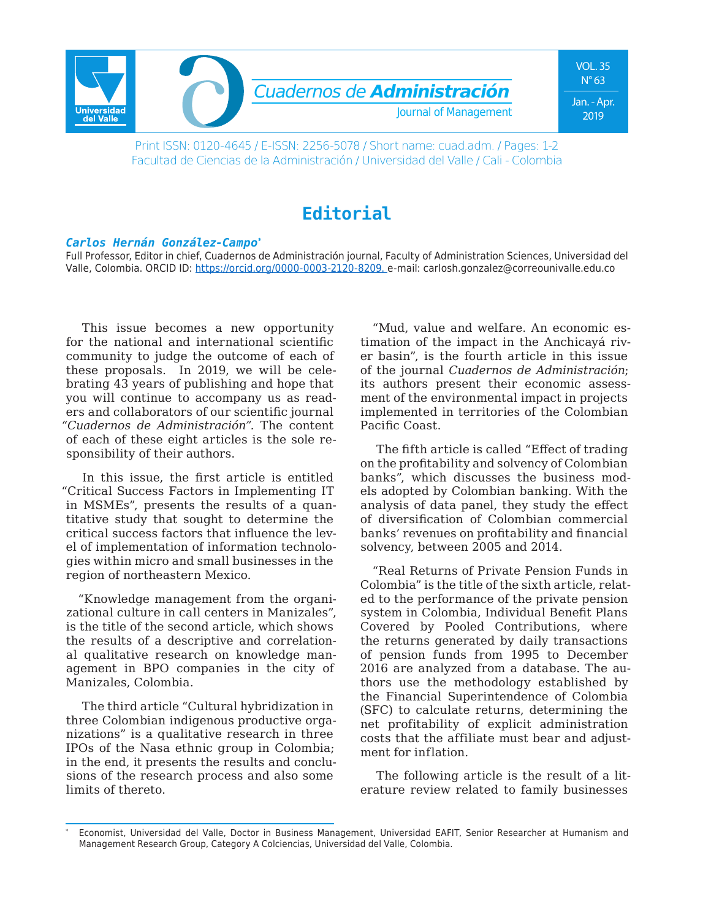# Editorial

***Carlos Hernán González-Campo****

Full Professor, Editor in chief, Cuadernos de Administración journal, Faculty of Administration Sciences, Universidad del Valle, Colombia. ORCID ID: https://orcid.org/0000-0003-2120-8209. e-mail: carlosh.gonzalez@correounivalle.edu.co

This issue becomes a new opportunity for the national and international scientific community to judge the outcome of each of these proposals. In 2019, we will be celebrating 43 years of publishing and hope that you will continue to accompany us as readers and collaborators of our scientific journal *"Cuadernos de Administración"*. The content of each of these eight articles is the sole responsibility of their authors.

In this issue, the first article is entitled "Critical Success Factors in Implementing IT in MSMEs", presents the results of a quantitative study that sought to determine the critical success factors that influence the level of implementation of information technologies within micro and small businesses in the region of northeastern Mexico.

"Knowledge management from the organizational culture in call centers in Manizales", is the title of the second article, which shows the results of a descriptive and correlational qualitative research on knowledge management in BPO companies in the city of Manizales, Colombia.

The third article "Cultural hybridization in three Colombian indigenous productive organizations" is a qualitative research in three IPOs of the Nasa ethnic group in Colombia; in the end, it presents the results and conclusions of the research process and also some limits of thereto.

"Mud, value and welfare. An economic estimation of the impact in the Anchicayá river basin", is the fourth article in this issue of the journal *Cuadernos de Administración*; its authors present their economic assessment of the environmental impact in projects implemented in territories of the Colombian Pacific Coast.

The fifth article is called "Effect of trading on the profitability and solvency of Colombian banks", which discusses the business models adopted by Colombian banking. With the analysis of data panel, they study the effect of diversification of Colombian commercial banks' revenues on profitability and financial solvency, between 2005 and 2014.

"Real Returns of Private Pension Funds in Colombia" is the title of the sixth article, related to the performance of the private pension system in Colombia, Individual Benefit Plans Covered by Pooled Contributions, where the returns generated by daily transactions of pension funds from 1995 to December 2016 are analyzed from a database. The authors use the methodology established by the Financial Superintendence of Colombia (SFC) to calculate returns, determining the net profitability of explicit administration costs that the affiliate must bear and adjustment for inflation.

The following article is the result of a literature review related to family businesses

---

* Economist, Universidad del Valle, Doctor in Business Management, Universidad EAFIT, Senior Researcher at Humanism and Management Research Group, Category A Colciencias, Universidad del Valle, Colombia.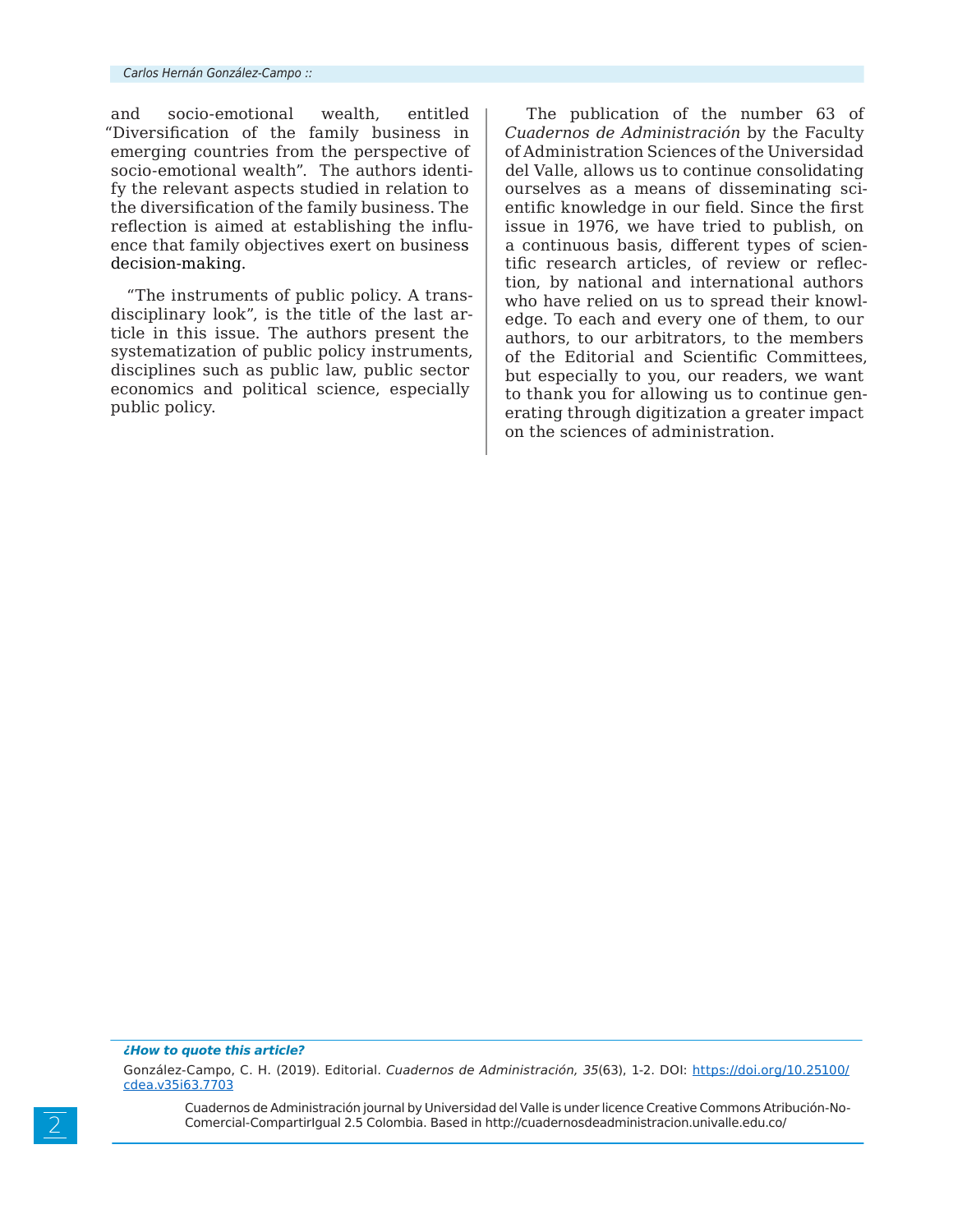and socio-emotional wealth, entitled "Diversification of the family business in emerging countries from the perspective of socio-emotional wealth". The authors identify the relevant aspects studied in relation to the diversification of the family business. The reflection is aimed at establishing the influence that family objectives exert on business decision-making.

"The instruments of public policy. A transdisciplinary look", is the title of the last article in this issue. The authors present the systematization of public policy instruments, disciplines such as public law, public sector economics and political science, especially public policy.

The publication of the number 63 of *Cuadernos de Administración* by the Faculty of Administration Sciences of the Universidad del Valle, allows us to continue consolidating ourselves as a means of disseminating scientific knowledge in our field. Since the first issue in 1976, we have tried to publish, on a continuous basis, different types of scientific research articles, of review or reflection, by national and international authors who have relied on us to spread their knowledge. To each and every one of them, to our authors, to our arbitrators, to the members of the Editorial and Scientific Committees, but especially to you, our readers, we want to thank you for allowing us to continue generating through digitization a greater impact on the sciences of administration.

***¿How to quote this article?***

González-Campo, C. H. (2019). Editorial. *Cuadernos de Administración, 35*(63), 1-2. DOI: https://doi.org/10.25100/cdea.v35i63.7703

Cuadernos de Administración journal by Universidad del Valle is under licence Creative Commons Atribución-No-Comercial-CompartirIgual 2.5 Colombia. Based in http://cuadernosdeadministracion.univalle.edu.co/